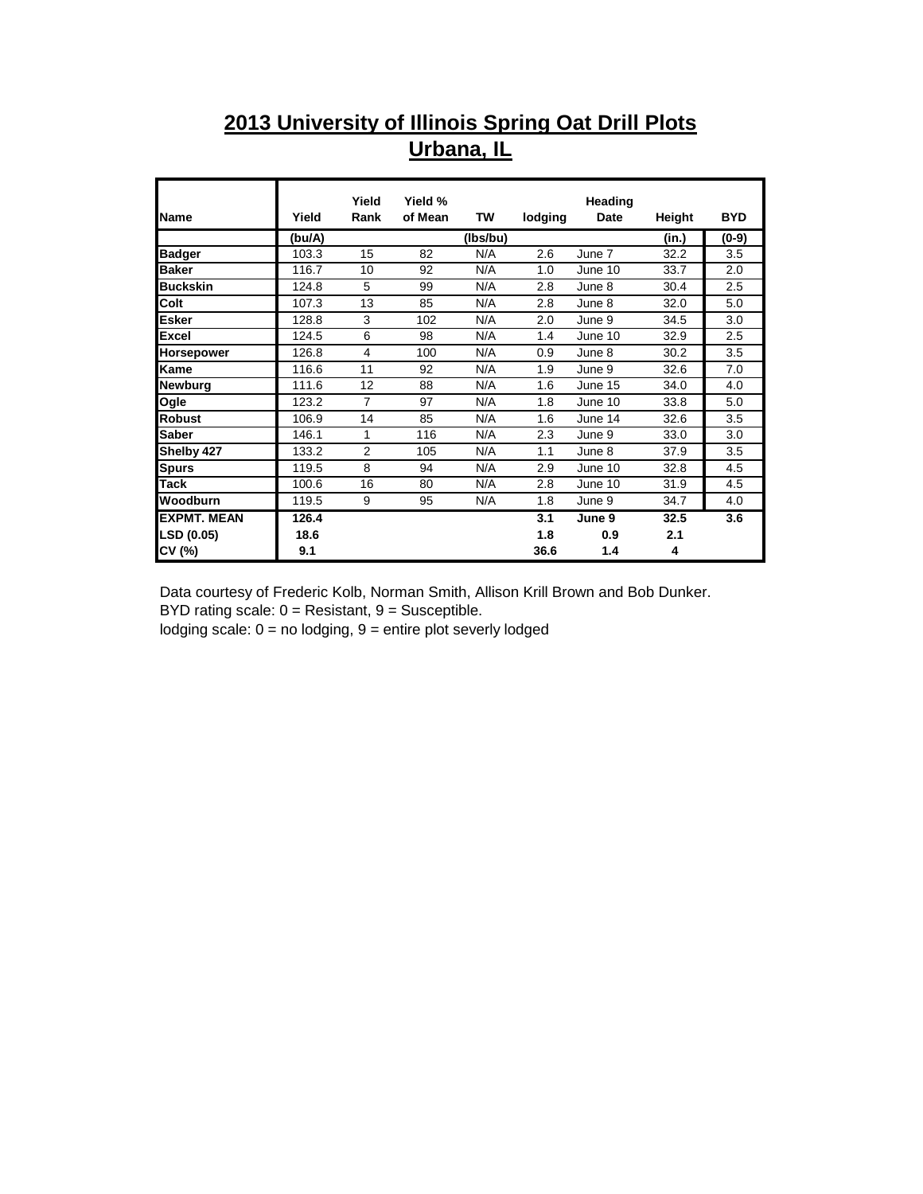# 2013 University of Illinois Spring Oat Drill Plots
## Urbana, IL

| Name | Yield | Yield Rank | Yield % of Mean | TW | lodging | Heading Date | Height | BYD |
|---|---|---|---|---|---|---|---|---|
| | (bu/A) | | | (lbs/bu) | | | (in.) | (0-9) |
| **Badger** | 103.3 | 15 | 82 | N/A | 2.6 | June 7 | 32.2 | 3.5 |
| **Baker** | 116.7 | 10 | 92 | N/A | 1.0 | June 10 | 33.7 | 2.0 |
| **Buckskin** | 124.8 | 5 | 99 | N/A | 2.8 | June 8 | 30.4 | 2.5 |
| **Colt** | 107.3 | 13 | 85 | N/A | 2.8 | June 8 | 32.0 | 5.0 |
| **Esker** | 128.8 | 3 | 102 | N/A | 2.0 | June 9 | 34.5 | 3.0 |
| **Excel** | 124.5 | 6 | 98 | N/A | 1.4 | June 10 | 32.9 | 2.5 |
| **Horsepower** | 126.8 | 4 | 100 | N/A | 0.9 | June 8 | 30.2 | 3.5 |
| **Kame** | 116.6 | 11 | 92 | N/A | 1.9 | June 9 | 32.6 | 7.0 |
| **Newburg** | 111.6 | 12 | 88 | N/A | 1.6 | June 15 | 34.0 | 4.0 |
| **Ogle** | 123.2 | 7 | 97 | N/A | 1.8 | June 10 | 33.8 | 5.0 |
| **Robust** | 106.9 | 14 | 85 | N/A | 1.6 | June 14 | 32.6 | 3.5 |
| **Saber** | 146.1 | 1 | 116 | N/A | 2.3 | June 9 | 33.0 | 3.0 |
| **Shelby 427** | 133.2 | 2 | 105 | N/A | 1.1 | June 8 | 37.9 | 3.5 |
| **Spurs** | 119.5 | 8 | 94 | N/A | 2.9 | June 10 | 32.8 | 4.5 |
| **Tack** | 100.6 | 16 | 80 | N/A | 2.8 | June 10 | 31.9 | 4.5 |
| **Woodburn** | 119.5 | 9 | 95 | N/A | 1.8 | June 9 | 34.7 | 4.0 |
| **EXPMT. MEAN** | **126.4** | | | | **3.1** | **June 9** | **32.5** | **3.6** |
| **LSD (0.05)** | **18.6** | | | | **1.8** | **0.9** | **2.1** | |
| **CV (%)** | **9.1** | | | | **36.6** | **1.4** | **4** | |

Data courtesy of Frederic Kolb, Norman Smith, Allison Krill Brown and Bob Dunker.
BYD rating scale: 0 = Resistant, 9 = Susceptible.
lodging scale: 0 = no lodging, 9 = entire plot severly lodged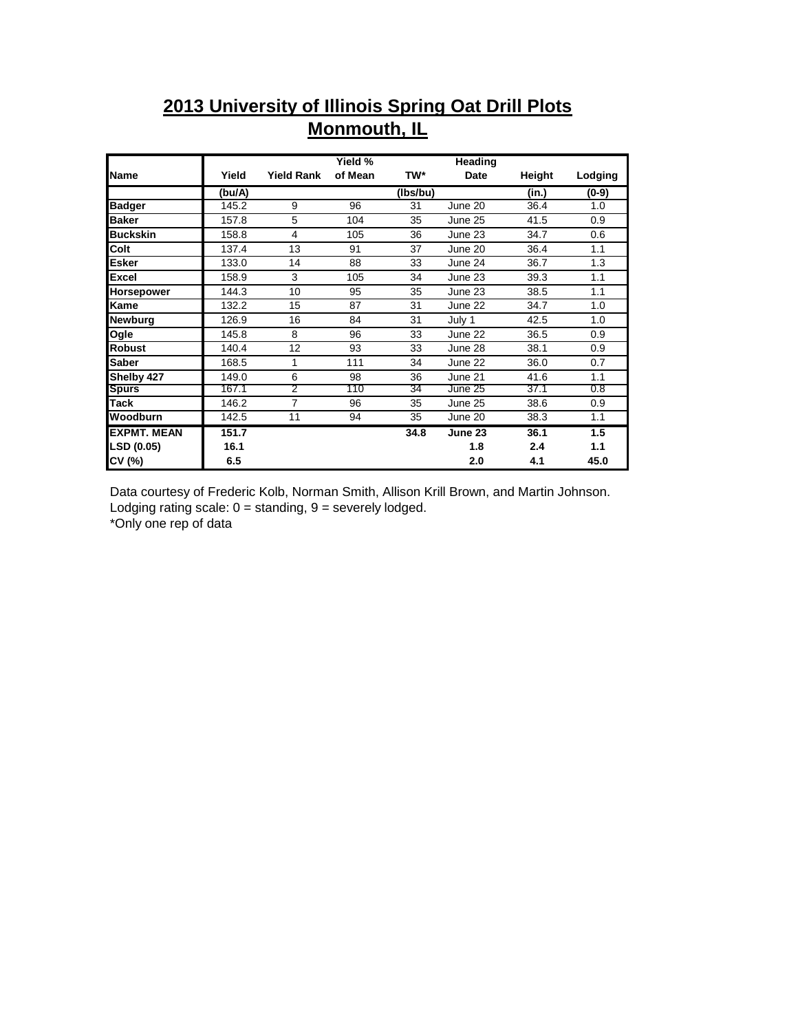# 2013 University of Illinois Spring Oat Drill Plots
## Monmouth, IL

| Name | Yield | Yield Rank | Yield % of Mean | TW* | Heading Date | Height | Lodging |
|---|---|---|---|---|---|---|---|
| | (bu/A) | | | (lbs/bu) | | (in.) | (0-9) |
| **Badger** | 145.2 | 9 | 96 | 31 | June 20 | 36.4 | 1.0 |
| **Baker** | 157.8 | 5 | 104 | 35 | June 25 | 41.5 | 0.9 |
| **Buckskin** | 158.8 | 4 | 105 | 36 | June 23 | 34.7 | 0.6 |
| **Colt** | 137.4 | 13 | 91 | 37 | June 20 | 36.4 | 1.1 |
| **Esker** | 133.0 | 14 | 88 | 33 | June 24 | 36.7 | 1.3 |
| **Excel** | 158.9 | 3 | 105 | 34 | June 23 | 39.3 | 1.1 |
| **Horsepower** | 144.3 | 10 | 95 | 35 | June 23 | 38.5 | 1.1 |
| **Kame** | 132.2 | 15 | 87 | 31 | June 22 | 34.7 | 1.0 |
| **Newburg** | 126.9 | 16 | 84 | 31 | July 1 | 42.5 | 1.0 |
| **Ogle** | 145.8 | 8 | 96 | 33 | June 22 | 36.5 | 0.9 |
| **Robust** | 140.4 | 12 | 93 | 33 | June 28 | 38.1 | 0.9 |
| **Saber** | 168.5 | 1 | 111 | 34 | June 22 | 36.0 | 0.7 |
| **Shelby 427** | 149.0 | 6 | 98 | 36 | June 21 | 41.6 | 1.1 |
| **Spurs** | 167.1 | 2 | 110 | 34 | June 25 | 37.1 | 0.8 |
| **Tack** | 146.2 | 7 | 96 | 35 | June 25 | 38.6 | 0.9 |
| **Woodburn** | 142.5 | 11 | 94 | 35 | June 20 | 38.3 | 1.1 |
| **EXPMT. MEAN** | **151.7** | | | **34.8** | **June 23** | **36.1** | **1.5** |
| **LSD (0.05)** | **16.1** | | | | **1.8** | **2.4** | **1.1** |
| **CV (%)** | **6.5** | | | | **2.0** | **4.1** | **45.0** |

Data courtesy of Frederic Kolb, Norman Smith, Allison Krill Brown, and Martin Johnson.
Lodging rating scale: 0 = standing, 9 = severely lodged.
*Only one rep of data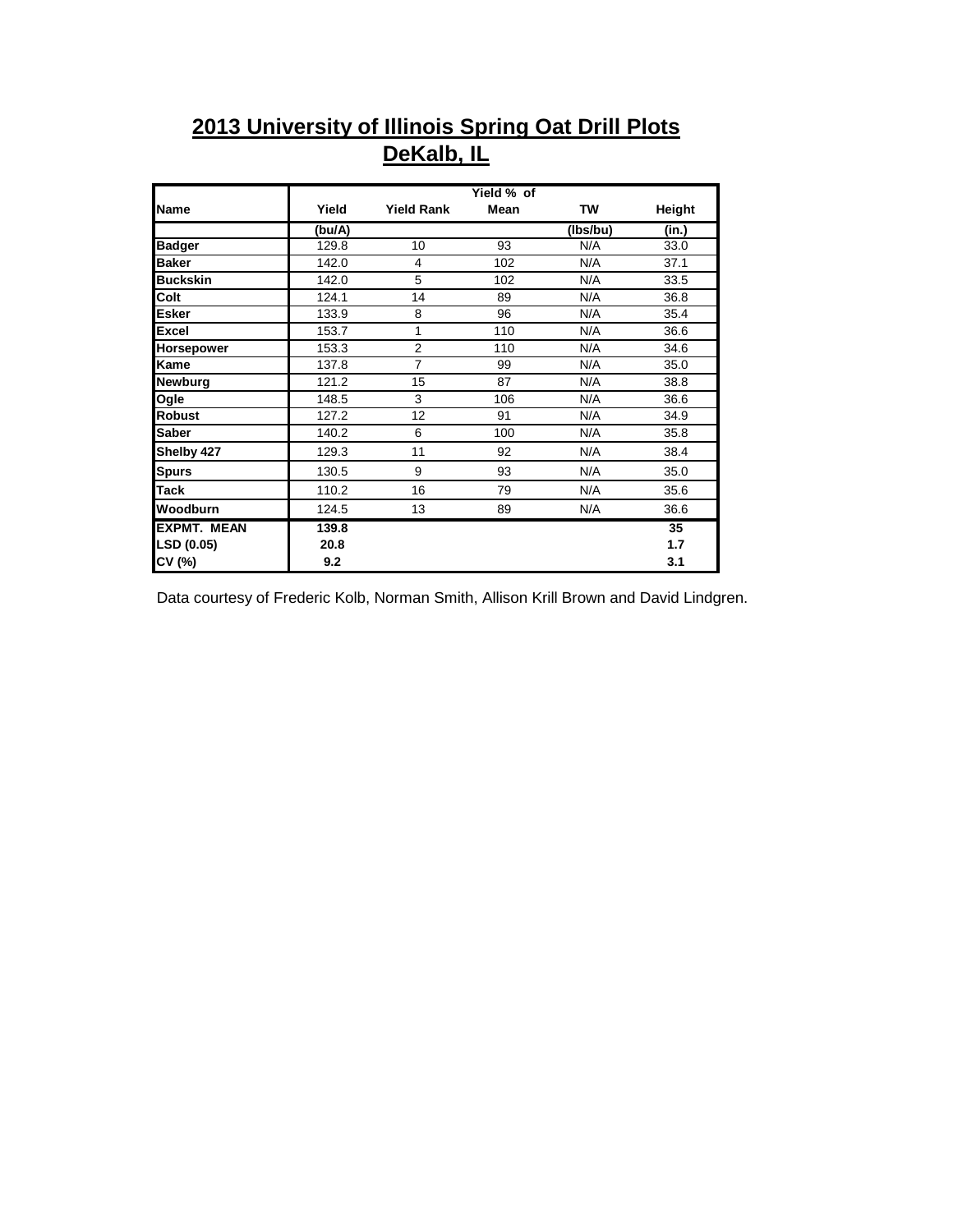## 2013 University of Illinois Spring Oat Drill Plots
## DeKalb, IL

| Name | Yield | Yield Rank | Yield % of Mean | TW | Height |
|---|---|---|---|---|---|
| | (bu/A) | | | (lbs/bu) | (in.) |
| **Badger** | 129.8 | 10 | 93 | N/A | 33.0 |
| **Baker** | 142.0 | 4 | 102 | N/A | 37.1 |
| **Buckskin** | 142.0 | 5 | 102 | N/A | 33.5 |
| **Colt** | 124.1 | 14 | 89 | N/A | 36.8 |
| **Esker** | 133.9 | 8 | 96 | N/A | 35.4 |
| **Excel** | 153.7 | 1 | 110 | N/A | 36.6 |
| **Horsepower** | 153.3 | 2 | 110 | N/A | 34.6 |
| **Kame** | 137.8 | 7 | 99 | N/A | 35.0 |
| **Newburg** | 121.2 | 15 | 87 | N/A | 38.8 |
| **Ogle** | 148.5 | 3 | 106 | N/A | 36.6 |
| **Robust** | 127.2 | 12 | 91 | N/A | 34.9 |
| **Saber** | 140.2 | 6 | 100 | N/A | 35.8 |
| **Shelby 427** | 129.3 | 11 | 92 | N/A | 38.4 |
| **Spurs** | 130.5 | 9 | 93 | N/A | 35.0 |
| **Tack** | 110.2 | 16 | 79 | N/A | 35.6 |
| **Woodburn** | 124.5 | 13 | 89 | N/A | 36.6 |
| **EXPMT. MEAN** | **139.8** | | | | **35** |
| **LSD (0.05)** | **20.8** | | | | **1.7** |
| **CV (%)** | **9.2** | | | | **3.1** |

Data courtesy of Frederic Kolb, Norman Smith, Allison Krill Brown and David Lindgren.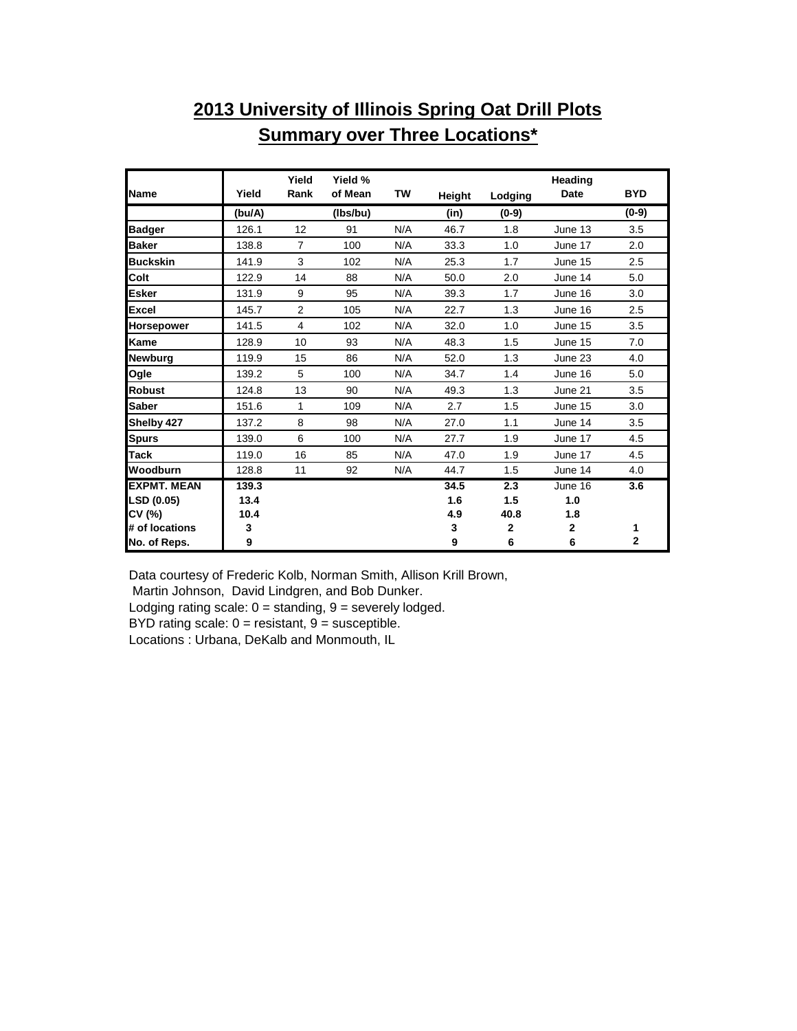# 2013 University of Illinois Spring Oat Drill Plots

## Summary over Three Locations*

| Name | Yield | Yield Rank | Yield % of Mean | TW | Height | Lodging | Heading Date | BYD |
|---|---|---|---|---|---|---|---|---|
| | (bu/A) | | (lbs/bu) | | (in) | (0-9) | | (0-9) |
| **Badger** | 126.1 | 12 | 91 | N/A | 46.7 | 1.8 | June 13 | 3.5 |
| **Baker** | 138.8 | 7 | 100 | N/A | 33.3 | 1.0 | June 17 | 2.0 |
| **Buckskin** | 141.9 | 3 | 102 | N/A | 25.3 | 1.7 | June 15 | 2.5 |
| **Colt** | 122.9 | 14 | 88 | N/A | 50.0 | 2.0 | June 14 | 5.0 |
| **Esker** | 131.9 | 9 | 95 | N/A | 39.3 | 1.7 | June 16 | 3.0 |
| **Excel** | 145.7 | 2 | 105 | N/A | 22.7 | 1.3 | June 16 | 2.5 |
| **Horsepower** | 141.5 | 4 | 102 | N/A | 32.0 | 1.0 | June 15 | 3.5 |
| **Kame** | 128.9 | 10 | 93 | N/A | 48.3 | 1.5 | June 15 | 7.0 |
| **Newburg** | 119.9 | 15 | 86 | N/A | 52.0 | 1.3 | June 23 | 4.0 |
| **Ogle** | 139.2 | 5 | 100 | N/A | 34.7 | 1.4 | June 16 | 5.0 |
| **Robust** | 124.8 | 13 | 90 | N/A | 49.3 | 1.3 | June 21 | 3.5 |
| **Saber** | 151.6 | 1 | 109 | N/A | 2.7 | 1.5 | June 15 | 3.0 |
| **Shelby 427** | 137.2 | 8 | 98 | N/A | 27.0 | 1.1 | June 14 | 3.5 |
| **Spurs** | 139.0 | 6 | 100 | N/A | 27.7 | 1.9 | June 17 | 4.5 |
| **Tack** | 119.0 | 16 | 85 | N/A | 47.0 | 1.9 | June 17 | 4.5 |
| **Woodburn** | 128.8 | 11 | 92 | N/A | 44.7 | 1.5 | June 14 | 4.0 |
| **EXPMT. MEAN** | **139.3** | | | | **34.5** | **2.3** | June 16 | **3.6** |
| **LSD (0.05)** | **13.4** | | | | **1.6** | **1.5** | **1.0** | |
| **CV (%)** | **10.4** | | | | **4.9** | **40.8** | **1.8** | |
| **# of locations** | **3** | | | | **3** | **2** | **2** | **1** |
| **No. of Reps.** | **9** | | | | **9** | **6** | **6** | **2** |

Data courtesy of Frederic Kolb, Norman Smith, Allison Krill Brown, Martin Johnson, David Lindgren, and Bob Dunker.
Lodging rating scale: 0 = standing, 9 = severely lodged.
BYD rating scale: 0 = resistant, 9 = susceptible.
Locations : Urbana, DeKalb and Monmouth, IL